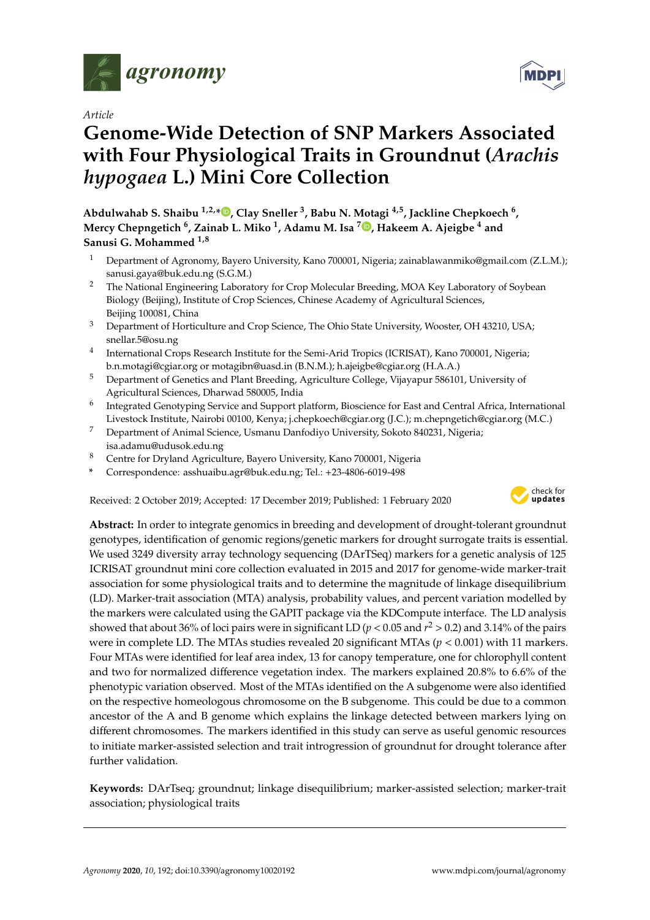*Article*

# Genome-Wide Detection of SNP Markers Associated with Four Physiological Traits in Groundnut (*Arachis hypogaea* L.) Mini Core Collection

**Abdulwahab S. Shaibu [1,2,*], Clay Sneller [3], Babu N. Motagi [4,5], Jackline Chepkoech [6], Mercy Chepngetich [6], Zainab L. Miko [1], Adamu M. Isa [7], Hakeem A. Ajeigbe [4] and Sanusi G. Mohammed [1,8]**

1. Department of Agronomy, Bayero University, Kano 700001, Nigeria; zainablawanmiko@gmail.com (Z.L.M.); sanusi.gaya@buk.edu.ng (S.G.M.)
2. The National Engineering Laboratory for Crop Molecular Breeding, MOA Key Laboratory of Soybean Biology (Beijing), Institute of Crop Sciences, Chinese Academy of Agricultural Sciences, Beijing 100081, China
3. Department of Horticulture and Crop Science, The Ohio State University, Wooster, OH 43210, USA; snellar.5@osu.ng
4. International Crops Research Institute for the Semi-Arid Tropics (ICRISAT), Kano 700001, Nigeria; b.n.motagi@cgiar.org or motagibn@uasd.in (B.N.M.); h.ajeigbe@cgiar.org (H.A.A.)
5. Department of Genetics and Plant Breeding, Agriculture College, Vijayapur 586101, University of Agricultural Sciences, Dharwad 580005, India
6. Integrated Genotyping Service and Support platform, Bioscience for East and Central Africa, International Livestock Institute, Nairobi 00100, Kenya; j.chepkoech@cgiar.org (J.C.); m.chepngetich@cgiar.org (M.C.)
7. Department of Animal Science, Usmanu Danfodiyo University, Sokoto 840231, Nigeria; isa.adamu@udusok.edu.ng
8. Centre for Dryland Agriculture, Bayero University, Kano 700001, Nigeria

\* Correspondence: asshuaibu.agr@buk.edu.ng; Tel.: +23-4806-6019-498

Received: 2 October 2019; Accepted: 17 December 2019; Published: 1 February 2020

**Abstract:** In order to integrate genomics in breeding and development of drought-tolerant groundnut genotypes, identification of genomic regions/genetic markers for drought surrogate traits is essential. We used 3249 diversity array technology sequencing (DArTSeq) markers for a genetic analysis of 125 ICRISAT groundnut mini core collection evaluated in 2015 and 2017 for genome-wide marker-trait association for some physiological traits and to determine the magnitude of linkage disequilibrium (LD). Marker-trait association (MTA) analysis, probability values, and percent variation modelled by the markers were calculated using the GAPIT package via the KDCompute interface. The LD analysis showed that about 36% of loci pairs were in significant LD ($p < 0.05$ and $r^2 > 0.2$) and 3.14% of the pairs were in complete LD. The MTAs studies revealed 20 significant MTAs ($p < 0.001$) with 11 markers. Four MTAs were identified for leaf area index, 13 for canopy temperature, one for chlorophyll content and two for normalized difference vegetation index. The markers explained 20.8% to 6.6% of the phenotypic variation observed. Most of the MTAs identified on the A subgenome were also identified on the respective homeologous chromosome on the B subgenome. This could be due to a common ancestor of the A and B genome which explains the linkage detected between markers lying on different chromosomes. The markers identified in this study can serve as useful genomic resources to initiate marker-assisted selection and trait introgression of groundnut for drought tolerance after further validation.

**Keywords:** DArTseq; groundnut; linkage disequilibrium; marker-assisted selection; marker-trait association; physiological traits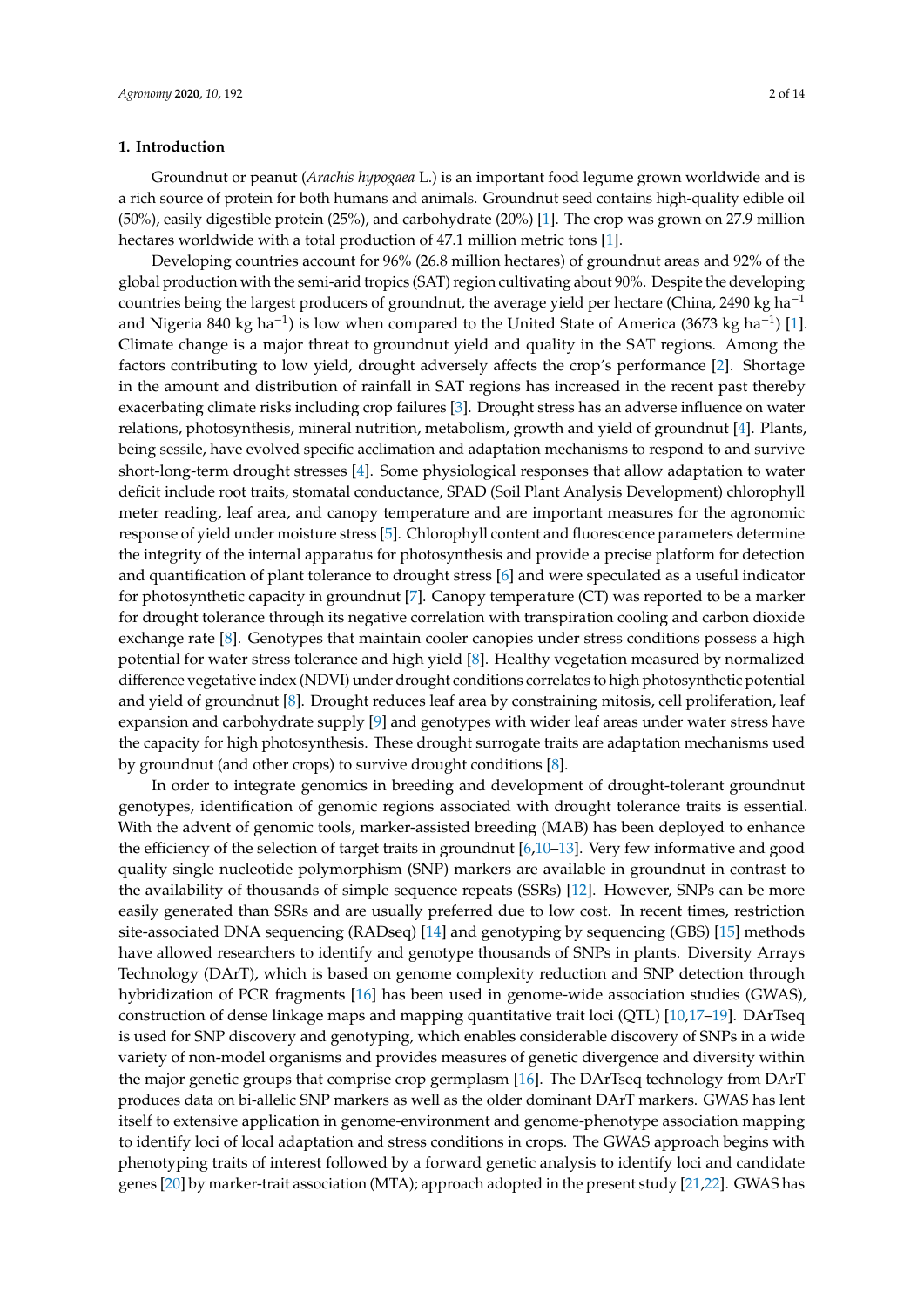## 1. Introduction

Groundnut or peanut (*Arachis hypogaea* L.) is an important food legume grown worldwide and is a rich source of protein for both humans and animals. Groundnut seed contains high-quality edible oil (50%), easily digestible protein (25%), and carbohydrate (20%) [1]. The crop was grown on 27.9 million hectares worldwide with a total production of 47.1 million metric tons [1].

Developing countries account for 96% (26.8 million hectares) of groundnut areas and 92% of the global production with the semi-arid tropics (SAT) region cultivating about 90%. Despite the developing countries being the largest producers of groundnut, the average yield per hectare (China, 2490 kg $ha^{-1}$ and Nigeria 840 kg $ha^{-1}$) is low when compared to the United State of America (3673 kg $ha^{-1}$) [1]. Climate change is a major threat to groundnut yield and quality in the SAT regions. Among the factors contributing to low yield, drought adversely affects the crop's performance [2]. Shortage in the amount and distribution of rainfall in SAT regions has increased in the recent past thereby exacerbating climate risks including crop failures [3]. Drought stress has an adverse influence on water relations, photosynthesis, mineral nutrition, metabolism, growth and yield of groundnut [4]. Plants, being sessile, have evolved specific acclimation and adaptation mechanisms to respond to and survive short-long-term drought stresses [4]. Some physiological responses that allow adaptation to water deficit include root traits, stomatal conductance, SPAD (Soil Plant Analysis Development) chlorophyll meter reading, leaf area, and canopy temperature and are important measures for the agronomic response of yield under moisture stress [5]. Chlorophyll content and fluorescence parameters determine the integrity of the internal apparatus for photosynthesis and provide a precise platform for detection and quantification of plant tolerance to drought stress [6] and were speculated as a useful indicator for photosynthetic capacity in groundnut [7]. Canopy temperature (CT) was reported to be a marker for drought tolerance through its negative correlation with transpiration cooling and carbon dioxide exchange rate [8]. Genotypes that maintain cooler canopies under stress conditions possess a high potential for water stress tolerance and high yield [8]. Healthy vegetation measured by normalized difference vegetative index (NDVI) under drought conditions correlates to high photosynthetic potential and yield of groundnut [8]. Drought reduces leaf area by constraining mitosis, cell proliferation, leaf expansion and carbohydrate supply [9] and genotypes with wider leaf areas under water stress have the capacity for high photosynthesis. These drought surrogate traits are adaptation mechanisms used by groundnut (and other crops) to survive drought conditions [8].

In order to integrate genomics in breeding and development of drought-tolerant groundnut genotypes, identification of genomic regions associated with drought tolerance traits is essential. With the advent of genomic tools, marker-assisted breeding (MAB) has been deployed to enhance the efficiency of the selection of target traits in groundnut [6,10–13]. Very few informative and good quality single nucleotide polymorphism (SNP) markers are available in groundnut in contrast to the availability of thousands of simple sequence repeats (SSRs) [12]. However, SNPs can be more easily generated than SSRs and are usually preferred due to low cost. In recent times, restriction site-associated DNA sequencing (RADseq) [14] and genotyping by sequencing (GBS) [15] methods have allowed researchers to identify and genotype thousands of SNPs in plants. Diversity Arrays Technology (DArT), which is based on genome complexity reduction and SNP detection through hybridization of PCR fragments [16] has been used in genome-wide association studies (GWAS), construction of dense linkage maps and mapping quantitative trait loci (QTL) [10,17–19]. DArTseq is used for SNP discovery and genotyping, which enables considerable discovery of SNPs in a wide variety of non-model organisms and provides measures of genetic divergence and diversity within the major genetic groups that comprise crop germplasm [16]. The DArTseq technology from DArT produces data on bi-allelic SNP markers as well as the older dominant DArT markers. GWAS has lent itself to extensive application in genome-environment and genome-phenotype association mapping to identify loci of local adaptation and stress conditions in crops. The GWAS approach begins with phenotyping traits of interest followed by a forward genetic analysis to identify loci and candidate genes [20] by marker-trait association (MTA); approach adopted in the present study [21,22]. GWAS has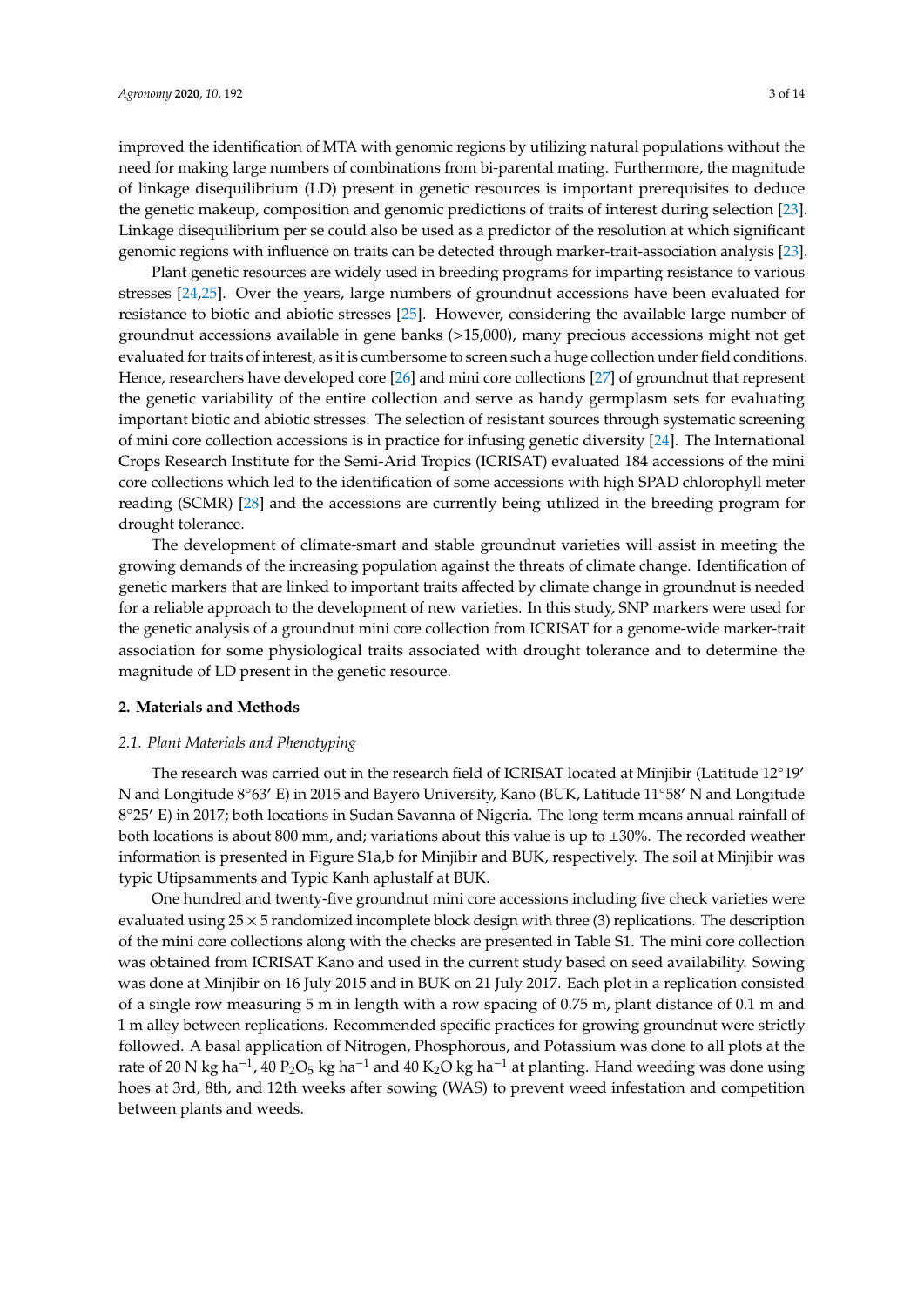improved the identification of MTA with genomic regions by utilizing natural populations without the need for making large numbers of combinations from bi-parental mating. Furthermore, the magnitude of linkage disequilibrium (LD) present in genetic resources is important prerequisites to deduce the genetic makeup, composition and genomic predictions of traits of interest during selection [23]. Linkage disequilibrium per se could also be used as a predictor of the resolution at which significant genomic regions with influence on traits can be detected through marker-trait-association analysis [23].

Plant genetic resources are widely used in breeding programs for imparting resistance to various stresses [24,25]. Over the years, large numbers of groundnut accessions have been evaluated for resistance to biotic and abiotic stresses [25]. However, considering the available large number of groundnut accessions available in gene banks (>15,000), many precious accessions might not get evaluated for traits of interest, as it is cumbersome to screen such a huge collection under field conditions. Hence, researchers have developed core [26] and mini core collections [27] of groundnut that represent the genetic variability of the entire collection and serve as handy germplasm sets for evaluating important biotic and abiotic stresses. The selection of resistant sources through systematic screening of mini core collection accessions is in practice for infusing genetic diversity [24]. The International Crops Research Institute for the Semi-Arid Tropics (ICRISAT) evaluated 184 accessions of the mini core collections which led to the identification of some accessions with high SPAD chlorophyll meter reading (SCMR) [28] and the accessions are currently being utilized in the breeding program for drought tolerance.

The development of climate-smart and stable groundnut varieties will assist in meeting the growing demands of the increasing population against the threats of climate change. Identification of genetic markers that are linked to important traits affected by climate change in groundnut is needed for a reliable approach to the development of new varieties. In this study, SNP markers were used for the genetic analysis of a groundnut mini core collection from ICRISAT for a genome-wide marker-trait association for some physiological traits associated with drought tolerance and to determine the magnitude of LD present in the genetic resource.

## 2. Materials and Methods

### 2.1. Plant Materials and Phenotyping

The research was carried out in the research field of ICRISAT located at Minjibir (Latitude 12°19′ N and Longitude 8°63′ E) in 2015 and Bayero University, Kano (BUK, Latitude 11°58′ N and Longitude 8°25′ E) in 2017; both locations in Sudan Savanna of Nigeria. The long term means annual rainfall of both locations is about 800 mm, and; variations about this value is up to ±30%. The recorded weather information is presented in Figure S1a,b for Minjibir and BUK, respectively. The soil at Minjibir was typic Utipsamments and Typic Kanh aplustalf at BUK.

One hundred and twenty-five groundnut mini core accessions including five check varieties were evaluated using 25 × 5 randomized incomplete block design with three (3) replications. The description of the mini core collections along with the checks are presented in Table S1. The mini core collection was obtained from ICRISAT Kano and used in the current study based on seed availability. Sowing was done at Minjibir on 16 July 2015 and in BUK on 21 July 2017. Each plot in a replication consisted of a single row measuring 5 m in length with a row spacing of 0.75 m, plant distance of 0.1 m and 1 m alley between replications. Recommended specific practices for growing groundnut were strictly followed. A basal application of Nitrogen, Phosphorous, and Potassium was done to all plots at the rate of 20 N kg $ha^{-1}$, 40 $P_2O_5$ kg $ha^{-1}$ and 40 $K_2O$ kg $ha^{-1}$ at planting. Hand weeding was done using hoes at 3rd, 8th, and 12th weeks after sowing (WAS) to prevent weed infestation and competition between plants and weeds.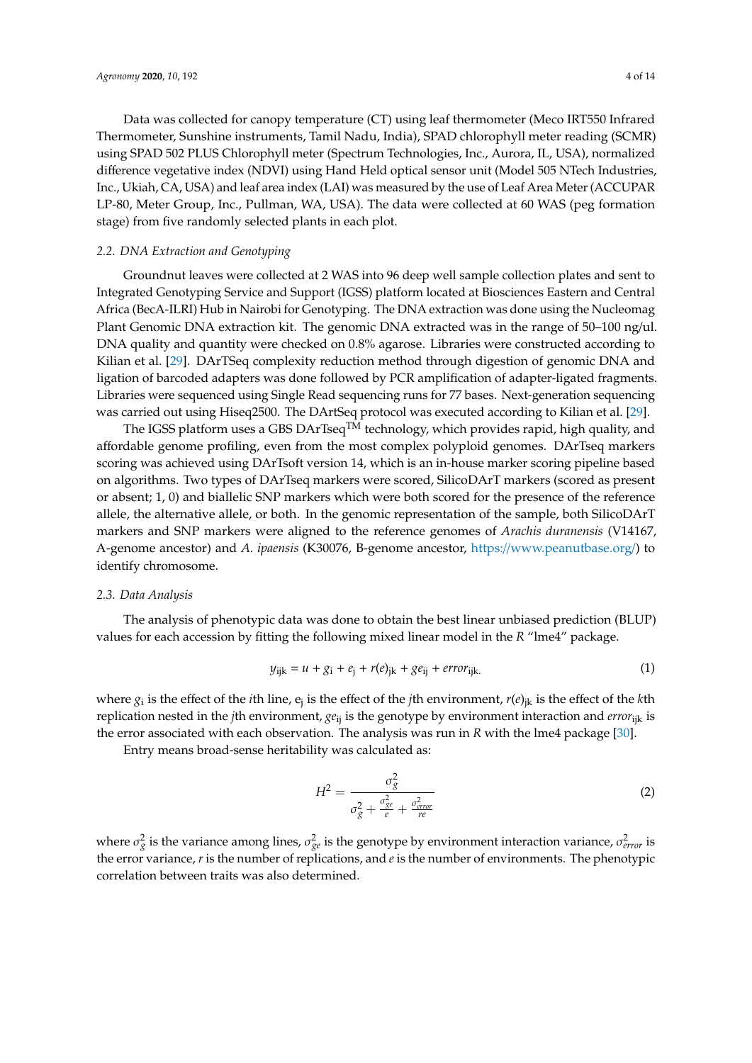Data was collected for canopy temperature (CT) using leaf thermometer (Meco IRT550 Infrared Thermometer, Sunshine instruments, Tamil Nadu, India), SPAD chlorophyll meter reading (SCMR) using SPAD 502 PLUS Chlorophyll meter (Spectrum Technologies, Inc., Aurora, IL, USA), normalized difference vegetative index (NDVI) using Hand Held optical sensor unit (Model 505 NTech Industries, Inc., Ukiah, CA, USA) and leaf area index (LAI) was measured by the use of Leaf Area Meter (ACCUPAR LP-80, Meter Group, Inc., Pullman, WA, USA). The data were collected at 60 WAS (peg formation stage) from five randomly selected plants in each plot.

### 2.2. DNA Extraction and Genotyping

Groundnut leaves were collected at 2 WAS into 96 deep well sample collection plates and sent to Integrated Genotyping Service and Support (IGSS) platform located at Biosciences Eastern and Central Africa (BecA-ILRI) Hub in Nairobi for Genotyping. The DNA extraction was done using the Nucleomag Plant Genomic DNA extraction kit. The genomic DNA extracted was in the range of 50–100 ng/ul. DNA quality and quantity were checked on 0.8% agarose. Libraries were constructed according to Kilian et al. [29]. DArTSeq complexity reduction method through digestion of genomic DNA and ligation of barcoded adapters was done followed by PCR amplification of adapter-ligated fragments. Libraries were sequenced using Single Read sequencing runs for 77 bases. Next-generation sequencing was carried out using Hiseq2500. The DArtSeq protocol was executed according to Kilian et al. [29].

The IGSS platform uses a GBS DArTseq™ technology, which provides rapid, high quality, and affordable genome profiling, even from the most complex polyploid genomes. DArTseq markers scoring was achieved using DArTsoft version 14, which is an in-house marker scoring pipeline based on algorithms. Two types of DArTseq markers were scored, SilicoDArT markers (scored as present or absent; 1, 0) and biallelic SNP markers which were both scored for the presence of the reference allele, the alternative allele, or both. In the genomic representation of the sample, both SilicoDArT markers and SNP markers were aligned to the reference genomes of *Arachis duranensis* (V14167, A-genome ancestor) and *A. ipaensis* (K30076, B-genome ancestor, https://www.peanutbase.org/) to identify chromosome.

### 2.3. Data Analysis

The analysis of phenotypic data was done to obtain the best linear unbiased prediction (BLUP) values for each accession by fitting the following mixed linear model in the *R* "lme4" package.

$$y_{ijk} = u + g_i + e_j + r(e)_{jk} + ge_{ij} + error_{ijk.} \quad (1)$$

where $g_i$ is the effect of the $i$th line, $e_j$ is the effect of the $j$th environment, $r(e)_{jk}$ is the effect of the $k$th replication nested in the $j$th environment, $ge_{ij}$ is the genotype by environment interaction and $error_{ijk}$ is the error associated with each observation. The analysis was run in *R* with the lme4 package [30].

Entry means broad-sense heritability was calculated as:

$$H^2 = \frac{\sigma_g^2}{\sigma_g^2 + \frac{\sigma_{ge}^2}{e} + \frac{\sigma_{error}^2}{re}} \quad (2)$$

where $\sigma_g^2$ is the variance among lines, $\sigma_{ge}^2$ is the genotype by environment interaction variance, $\sigma_{error}^2$ is the error variance, $r$ is the number of replications, and $e$ is the number of environments. The phenotypic correlation between traits was also determined.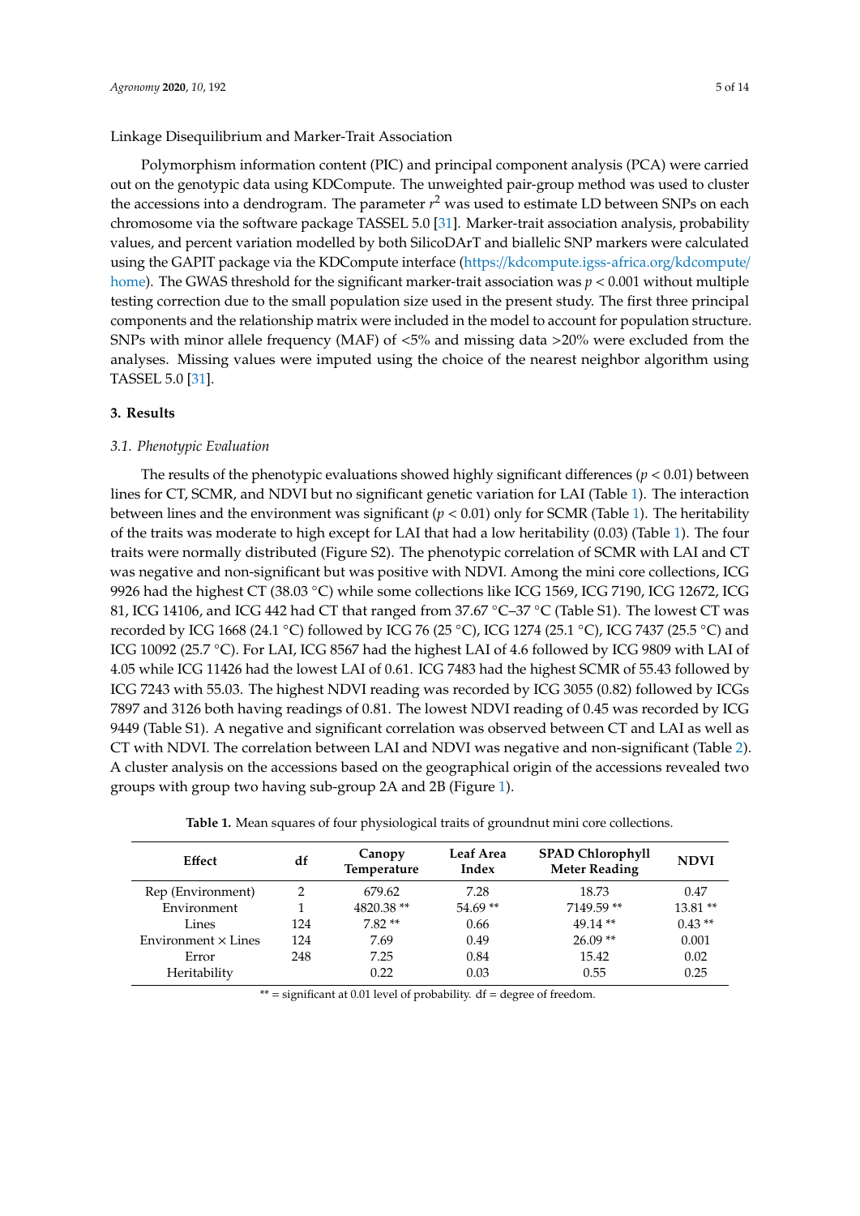Linkage Disequilibrium and Marker-Trait Association

Polymorphism information content (PIC) and principal component analysis (PCA) were carried out on the genotypic data using KDCompute. The unweighted pair-group method was used to cluster the accessions into a dendrogram. The parameter $r^2$ was used to estimate LD between SNPs on each chromosome via the software package TASSEL 5.0 [31]. Marker-trait association analysis, probability values, and percent variation modelled by both SilicoDArT and biallelic SNP markers were calculated using the GAPIT package via the KDCompute interface (https://kdcompute.igss-africa.org/kdcompute/home). The GWAS threshold for the significant marker-trait association was $p < 0.001$ without multiple testing correction due to the small population size used in the present study. The first three principal components and the relationship matrix were included in the model to account for population structure. SNPs with minor allele frequency (MAF) of <5% and missing data >20% were excluded from the analyses. Missing values were imputed using the choice of the nearest neighbor algorithm using TASSEL 5.0 [31].

## 3. Results

### 3.1. Phenotypic Evaluation

The results of the phenotypic evaluations showed highly significant differences ($p < 0.01$) between lines for CT, SCMR, and NDVI but no significant genetic variation for LAI (Table 1). The interaction between lines and the environment was significant ($p < 0.01$) only for SCMR (Table 1). The heritability of the traits was moderate to high except for LAI that had a low heritability (0.03) (Table 1). The four traits were normally distributed (Figure S2). The phenotypic correlation of SCMR with LAI and CT was negative and non-significant but was positive with NDVI. Among the mini core collections, ICG 9926 had the highest CT (38.03 °C) while some collections like ICG 1569, ICG 7190, ICG 12672, ICG 81, ICG 14106, and ICG 442 had CT that ranged from 37.67 °C–37 °C (Table S1). The lowest CT was recorded by ICG 1668 (24.1 °C) followed by ICG 76 (25 °C), ICG 1274 (25.1 °C), ICG 7437 (25.5 °C) and ICG 10092 (25.7 °C). For LAI, ICG 8567 had the highest LAI of 4.6 followed by ICG 9809 with LAI of 4.05 while ICG 11426 had the lowest LAI of 0.61. ICG 7483 had the highest SCMR of 55.43 followed by ICG 7243 with 55.03. The highest NDVI reading was recorded by ICG 3055 (0.82) followed by ICGs 7897 and 3126 both having readings of 0.81. The lowest NDVI reading of 0.45 was recorded by ICG 9449 (Table S1). A negative and significant correlation was observed between CT and LAI as well as CT with NDVI. The correlation between LAI and NDVI was negative and non-significant (Table 2). A cluster analysis on the accessions based on the geographical origin of the accessions revealed two groups with group two having sub-group 2A and 2B (Figure 1).

**Table 1.** Mean squares of four physiological traits of groundnut mini core collections.

| Effect | df | Canopy Temperature | Leaf Area Index | SPAD Chlorophyll Meter Reading | NDVI |
|---|---|---|---|---|---|
| Rep (Environment) | 2 | 679.62 | 7.28 | 18.73 | 0.47 |
| Environment | 1 | 4820.38 ** | 54.69 ** | 7149.59 ** | 13.81 ** |
| Lines | 124 | 7.82 ** | 0.66 | 49.14 ** | 0.43 ** |
| Environment × Lines | 124 | 7.69 | 0.49 | 26.09 ** | 0.001 |
| Error | 248 | 7.25 | 0.84 | 15.42 | 0.02 |
| Heritability | | 0.22 | 0.03 | 0.55 | 0.25 |

** = significant at 0.01 level of probability. df = degree of freedom.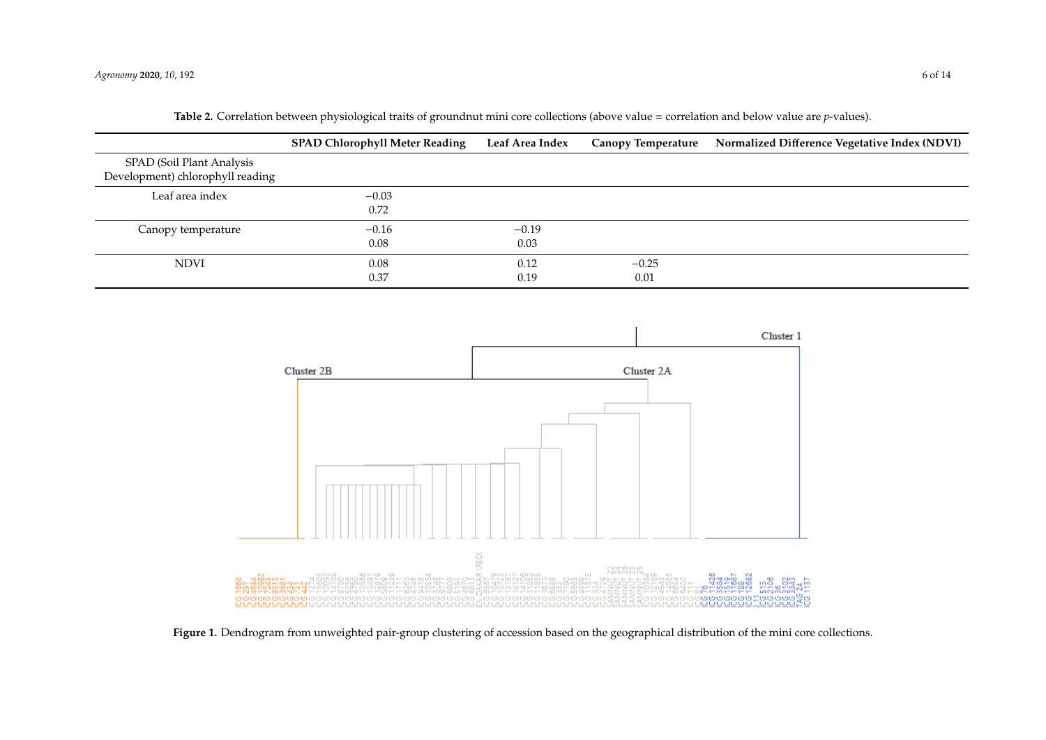**Table 2.** Correlation between physiological traits of groundnut mini core collections (above value = correlation and below value are *p*-values).

| | SPAD Chlorophyll Meter Reading | Leaf Area Index | Canopy Temperature | Normalized Difference Vegetative Index (NDVI) |
|---|---|---|---|---|
| SPAD (Soil Plant Analysis Development) chlorophyll reading | | | | |
| Leaf area index | −0.03<br>0.72 | | | |
| Canopy temperature | −0.16<br>0.08 | −0.19<br>0.03 | | |
| NDVI | 0.08<br>0.37 | 0.12<br>0.19 | −0.25<br>0.01 | |

**Figure 1.** Dendrogram from unweighted pair-group clustering of accession based on the geographical distribution of the mini core collections.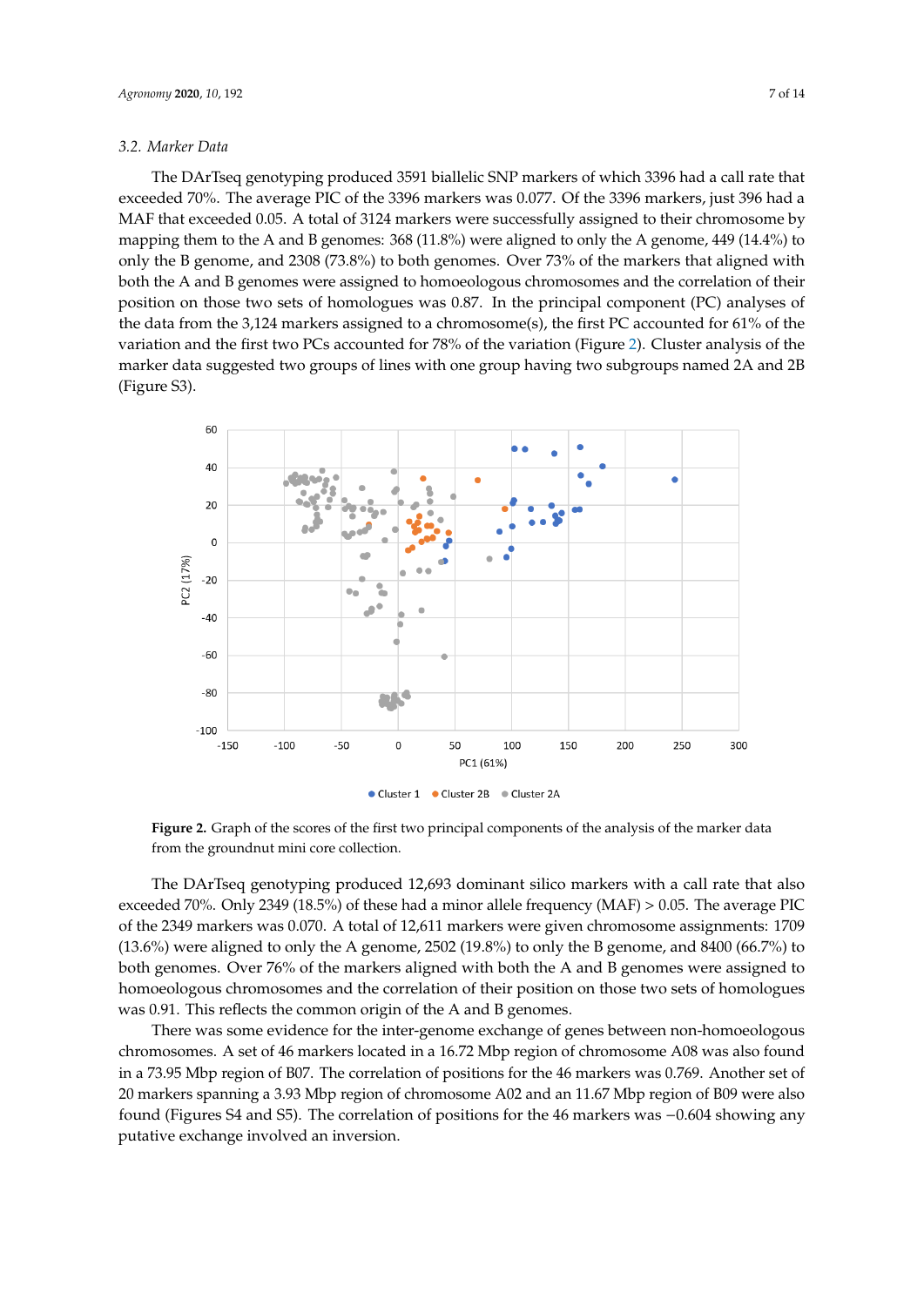### 3.2. Marker Data

The DArTseq genotyping produced 3591 biallelic SNP markers of which 3396 had a call rate that exceeded 70%. The average PIC of the 3396 markers was 0.077. Of the 3396 markers, just 396 had a MAF that exceeded 0.05. A total of 3124 markers were successfully assigned to their chromosome by mapping them to the A and B genomes: 368 (11.8%) were aligned to only the A genome, 449 (14.4%) to only the B genome, and 2308 (73.8%) to both genomes. Over 73% of the markers that aligned with both the A and B genomes were assigned to homoeologous chromosomes and the correlation of their position on those two sets of homologues was 0.87. In the principal component (PC) analyses of the data from the 3,124 markers assigned to a chromosome(s), the first PC accounted for 61% of the variation and the first two PCs accounted for 78% of the variation (Figure 2). Cluster analysis of the marker data suggested two groups of lines with one group having two subgroups named 2A and 2B (Figure S3).

**Figure 2.** Graph of the scores of the first two principal components of the analysis of the marker data from the groundnut mini core collection.

The DArTseq genotyping produced 12,693 dominant silico markers with a call rate that also exceeded 70%. Only 2349 (18.5%) of these had a minor allele frequency (MAF) > 0.05. The average PIC of the 2349 markers was 0.070. A total of 12,611 markers were given chromosome assignments: 1709 (13.6%) were aligned to only the A genome, 2502 (19.8%) to only the B genome, and 8400 (66.7%) to both genomes. Over 76% of the markers aligned with both the A and B genomes were assigned to homoeologous chromosomes and the correlation of their position on those two sets of homologues was 0.91. This reflects the common origin of the A and B genomes.

There was some evidence for the inter-genome exchange of genes between non-homoeologous chromosomes. A set of 46 markers located in a 16.72 Mbp region of chromosome A08 was also found in a 73.95 Mbp region of B07. The correlation of positions for the 46 markers was 0.769. Another set of 20 markers spanning a 3.93 Mbp region of chromosome A02 and an 11.67 Mbp region of B09 were also found (Figures S4 and S5). The correlation of positions for the 46 markers was −0.604 showing any putative exchange involved an inversion.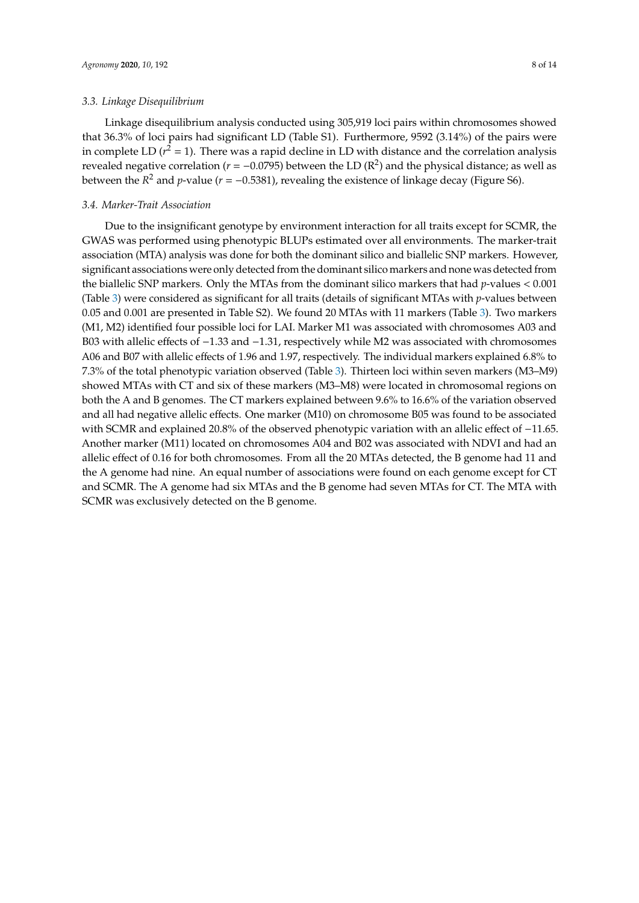### 3.3. Linkage Disequilibrium

Linkage disequilibrium analysis conducted using 305,919 loci pairs within chromosomes showed that 36.3% of loci pairs had significant LD (Table S1). Furthermore, 9592 (3.14%) of the pairs were in complete LD ($r^2 = 1$). There was a rapid decline in LD with distance and the correlation analysis revealed negative correlation ($r = -0.0795$) between the LD ($R^2$) and the physical distance; as well as between the $R^2$ and *p*-value ($r = -0.5381$), revealing the existence of linkage decay (Figure S6).

### 3.4. Marker-Trait Association

Due to the insignificant genotype by environment interaction for all traits except for SCMR, the GWAS was performed using phenotypic BLUPs estimated over all environments. The marker-trait association (MTA) analysis was done for both the dominant silico and biallelic SNP markers. However, significant associations were only detected from the dominant silico markers and none was detected from the biallelic SNP markers. Only the MTAs from the dominant silico markers that had *p*-values < 0.001 (Table 3) were considered as significant for all traits (details of significant MTAs with *p*-values between 0.05 and 0.001 are presented in Table S2). We found 20 MTAs with 11 markers (Table 3). Two markers (M1, M2) identified four possible loci for LAI. Marker M1 was associated with chromosomes A03 and B03 with allelic effects of −1.33 and −1.31, respectively while M2 was associated with chromosomes A06 and B07 with allelic effects of 1.96 and 1.97, respectively. The individual markers explained 6.8% to 7.3% of the total phenotypic variation observed (Table 3). Thirteen loci within seven markers (M3–M9) showed MTAs with CT and six of these markers (M3–M8) were located in chromosomal regions on both the A and B genomes. The CT markers explained between 9.6% to 16.6% of the variation observed and all had negative allelic effects. One marker (M10) on chromosome B05 was found to be associated with SCMR and explained 20.8% of the observed phenotypic variation with an allelic effect of −11.65. Another marker (M11) located on chromosomes A04 and B02 was associated with NDVI and had an allelic effect of 0.16 for both chromosomes. From all the 20 MTAs detected, the B genome had 11 and the A genome had nine. An equal number of associations were found on each genome except for CT and SCMR. The A genome had six MTAs and the B genome had seven MTAs for CT. The MTA with SCMR was exclusively detected on the B genome.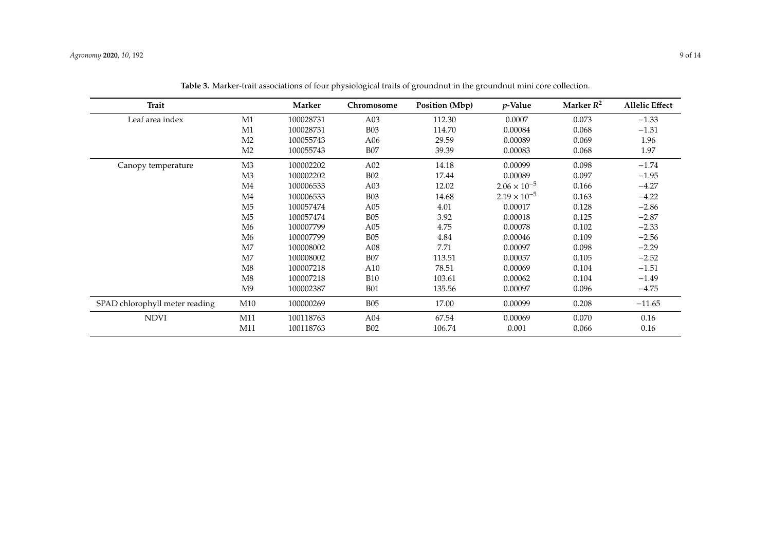**Table 3.** Marker-trait associations of four physiological traits of groundnut in the groundnut mini core collection.

| Trait | | Marker | Chromosome | Position (Mbp) | *p*-Value | Marker $R^2$ | Allelic Effect |
|---|---|---|---|---|---|---|---|
| Leaf area index | M1 | 100028731 | A03 | 112.30 | 0.0007 | 0.073 | −1.33 |
| | M1 | 100028731 | B03 | 114.70 | 0.00084 | 0.068 | −1.31 |
| | M2 | 100055743 | A06 | 29.59 | 0.00089 | 0.069 | 1.96 |
| | M2 | 100055743 | B07 | 39.39 | 0.00083 | 0.068 | 1.97 |
| Canopy temperature | M3 | 100002202 | A02 | 14.18 | 0.00099 | 0.098 | −1.74 |
| | M3 | 100002202 | B02 | 17.44 | 0.00089 | 0.097 | −1.95 |
| | M4 | 100006533 | A03 | 12.02 | $2.06 \times 10^{-5}$ | 0.166 | −4.27 |
| | M4 | 100006533 | B03 | 14.68 | $2.19 \times 10^{-5}$ | 0.163 | −4.22 |
| | M5 | 100057474 | A05 | 4.01 | 0.00017 | 0.128 | −2.86 |
| | M5 | 100057474 | B05 | 3.92 | 0.00018 | 0.125 | −2.87 |
| | M6 | 100007799 | A05 | 4.75 | 0.00078 | 0.102 | −2.33 |
| | M6 | 100007799 | B05 | 4.84 | 0.00046 | 0.109 | −2.56 |
| | M7 | 100008002 | A08 | 7.71 | 0.00097 | 0.098 | −2.29 |
| | M7 | 100008002 | B07 | 113.51 | 0.00057 | 0.105 | −2.52 |
| | M8 | 100007218 | A10 | 78.51 | 0.00069 | 0.104 | −1.51 |
| | M8 | 100007218 | B10 | 103.61 | 0.00062 | 0.104 | −1.49 |
| | M9 | 100002387 | B01 | 135.56 | 0.00097 | 0.096 | −4.75 |
| SPAD chlorophyll meter reading | M10 | 100000269 | B05 | 17.00 | 0.00099 | 0.208 | −11.65 |
| NDVI | M11 | 100118763 | A04 | 67.54 | 0.00069 | 0.070 | 0.16 |
| | M11 | 100118763 | B02 | 106.74 | 0.001 | 0.066 | 0.16 |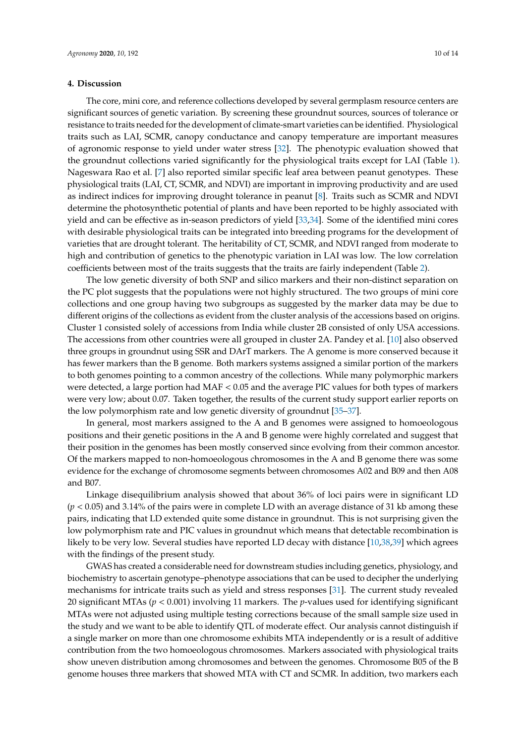## 4. Discussion

The core, mini core, and reference collections developed by several germplasm resource centers are significant sources of genetic variation. By screening these groundnut sources, sources of tolerance or resistance to traits needed for the development of climate-smart varieties can be identified. Physiological traits such as LAI, SCMR, canopy conductance and canopy temperature are important measures of agronomic response to yield under water stress [32]. The phenotypic evaluation showed that the groundnut collections varied significantly for the physiological traits except for LAI (Table 1). Nageswara Rao et al. [7] also reported similar specific leaf area between peanut genotypes. These physiological traits (LAI, CT, SCMR, and NDVI) are important in improving productivity and are used as indirect indices for improving drought tolerance in peanut [8]. Traits such as SCMR and NDVI determine the photosynthetic potential of plants and have been reported to be highly associated with yield and can be effective as in-season predictors of yield [33,34]. Some of the identified mini cores with desirable physiological traits can be integrated into breeding programs for the development of varieties that are drought tolerant. The heritability of CT, SCMR, and NDVI ranged from moderate to high and contribution of genetics to the phenotypic variation in LAI was low. The low correlation coefficients between most of the traits suggests that the traits are fairly independent (Table 2).

The low genetic diversity of both SNP and silico markers and their non-distinct separation on the PC plot suggests that the populations were not highly structured. The two groups of mini core collections and one group having two subgroups as suggested by the marker data may be due to different origins of the collections as evident from the cluster analysis of the accessions based on origins. Cluster 1 consisted solely of accessions from India while cluster 2B consisted of only USA accessions. The accessions from other countries were all grouped in cluster 2A. Pandey et al. [10] also observed three groups in groundnut using SSR and DArT markers. The A genome is more conserved because it has fewer markers than the B genome. Both markers systems assigned a similar portion of the markers to both genomes pointing to a common ancestry of the collections. While many polymorphic markers were detected, a large portion had MAF $< 0.05$ and the average PIC values for both types of markers were very low; about 0.07. Taken together, the results of the current study support earlier reports on the low polymorphism rate and low genetic diversity of groundnut [35–37].

In general, most markers assigned to the A and B genomes were assigned to homoeologous positions and their genetic positions in the A and B genome were highly correlated and suggest that their position in the genomes has been mostly conserved since evolving from their common ancestor. Of the markers mapped to non-homoeologous chromosomes in the A and B genome there was some evidence for the exchange of chromosome segments between chromosomes A02 and B09 and then A08 and B07.

Linkage disequilibrium analysis showed that about 36% of loci pairs were in significant LD ($p < 0.05$) and 3.14% of the pairs were in complete LD with an average distance of 31 kb among these pairs, indicating that LD extended quite some distance in groundnut. This is not surprising given the low polymorphism rate and PIC values in groundnut which means that detectable recombination is likely to be very low. Several studies have reported LD decay with distance [10,38,39] which agrees with the findings of the present study.

GWAS has created a considerable need for downstream studies including genetics, physiology, and biochemistry to ascertain genotype–phenotype associations that can be used to decipher the underlying mechanisms for intricate traits such as yield and stress responses [31]. The current study revealed 20 significant MTAs ($p < 0.001$) involving 11 markers. The $p$-values used for identifying significant MTAs were not adjusted using multiple testing corrections because of the small sample size used in the study and we want to be able to identify QTL of moderate effect. Our analysis cannot distinguish if a single marker on more than one chromosome exhibits MTA independently or is a result of additive contribution from the two homoeologous chromosomes. Markers associated with physiological traits show uneven distribution among chromosomes and between the genomes. Chromosome B05 of the B genome houses three markers that showed MTA with CT and SCMR. In addition, two markers each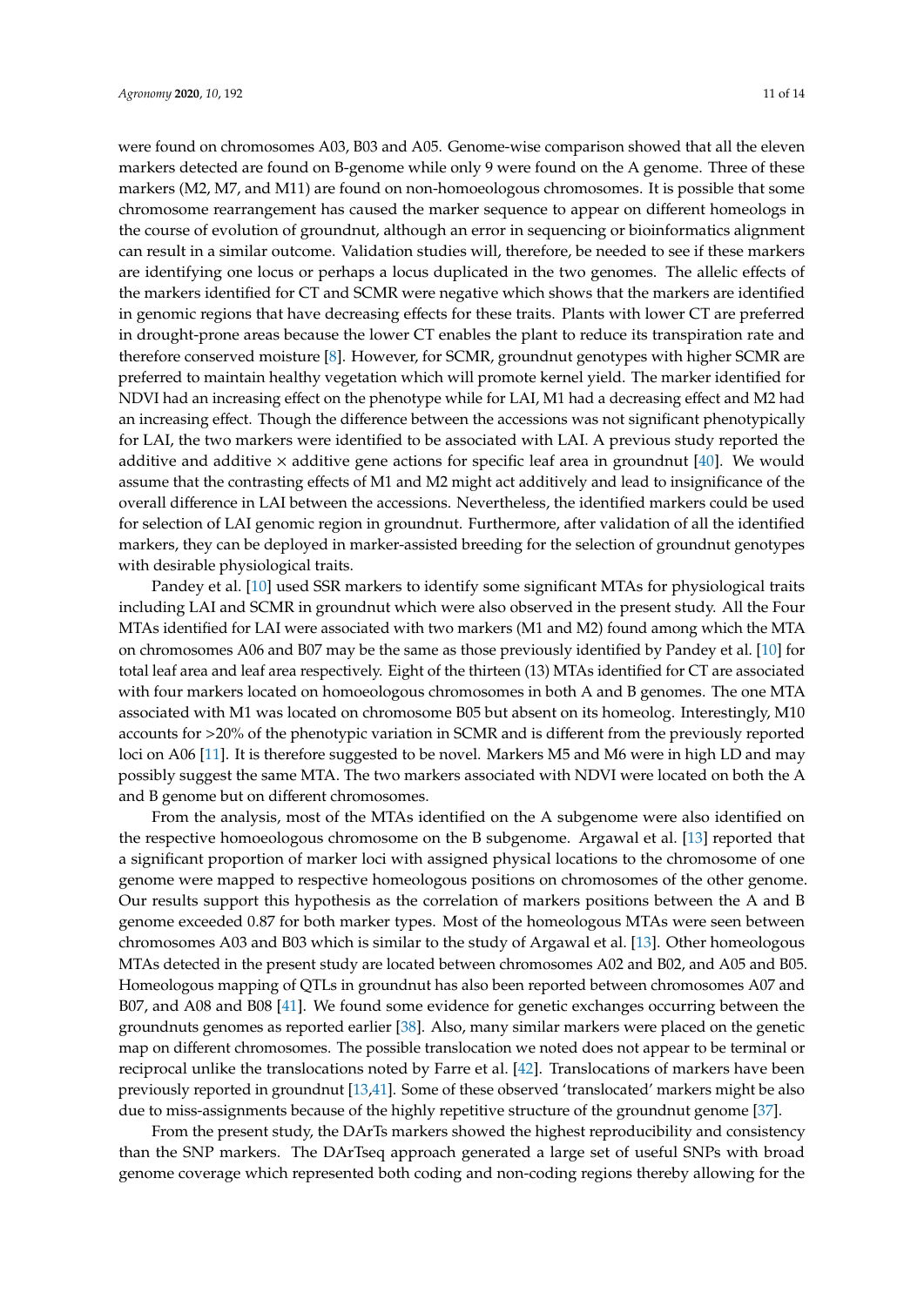were found on chromosomes A03, B03 and A05. Genome-wise comparison showed that all the eleven markers detected are found on B-genome while only 9 were found on the A genome. Three of these markers (M2, M7, and M11) are found on non-homoeologous chromosomes. It is possible that some chromosome rearrangement has caused the marker sequence to appear on different homeologs in the course of evolution of groundnut, although an error in sequencing or bioinformatics alignment can result in a similar outcome. Validation studies will, therefore, be needed to see if these markers are identifying one locus or perhaps a locus duplicated in the two genomes. The allelic effects of the markers identified for CT and SCMR were negative which shows that the markers are identified in genomic regions that have decreasing effects for these traits. Plants with lower CT are preferred in drought-prone areas because the lower CT enables the plant to reduce its transpiration rate and therefore conserved moisture [8]. However, for SCMR, groundnut genotypes with higher SCMR are preferred to maintain healthy vegetation which will promote kernel yield. The marker identified for NDVI had an increasing effect on the phenotype while for LAI, M1 had a decreasing effect and M2 had an increasing effect. Though the difference between the accessions was not significant phenotypically for LAI, the two markers were identified to be associated with LAI. A previous study reported the additive and additive × additive gene actions for specific leaf area in groundnut [40]. We would assume that the contrasting effects of M1 and M2 might act additively and lead to insignificance of the overall difference in LAI between the accessions. Nevertheless, the identified markers could be used for selection of LAI genomic region in groundnut. Furthermore, after validation of all the identified markers, they can be deployed in marker-assisted breeding for the selection of groundnut genotypes with desirable physiological traits.

Pandey et al. [10] used SSR markers to identify some significant MTAs for physiological traits including LAI and SCMR in groundnut which were also observed in the present study. All the Four MTAs identified for LAI were associated with two markers (M1 and M2) found among which the MTA on chromosomes A06 and B07 may be the same as those previously identified by Pandey et al. [10] for total leaf area and leaf area respectively. Eight of the thirteen (13) MTAs identified for CT are associated with four markers located on homoeologous chromosomes in both A and B genomes. The one MTA associated with M1 was located on chromosome B05 but absent on its homeolog. Interestingly, M10 accounts for >20% of the phenotypic variation in SCMR and is different from the previously reported loci on A06 [11]. It is therefore suggested to be novel. Markers M5 and M6 were in high LD and may possibly suggest the same MTA. The two markers associated with NDVI were located on both the A and B genome but on different chromosomes.

From the analysis, most of the MTAs identified on the A subgenome were also identified on the respective homoeologous chromosome on the B subgenome. Argawal et al. [13] reported that a significant proportion of marker loci with assigned physical locations to the chromosome of one genome were mapped to respective homeologous positions on chromosomes of the other genome. Our results support this hypothesis as the correlation of markers positions between the A and B genome exceeded 0.87 for both marker types. Most of the homeologous MTAs were seen between chromosomes A03 and B03 which is similar to the study of Argawal et al. [13]. Other homeologous MTAs detected in the present study are located between chromosomes A02 and B02, and A05 and B05. Homeologous mapping of QTLs in groundnut has also been reported between chromosomes A07 and B07, and A08 and B08 [41]. We found some evidence for genetic exchanges occurring between the groundnuts genomes as reported earlier [38]. Also, many similar markers were placed on the genetic map on different chromosomes. The possible translocation we noted does not appear to be terminal or reciprocal unlike the translocations noted by Farre et al. [42]. Translocations of markers have been previously reported in groundnut [13,41]. Some of these observed 'translocated' markers might be also due to miss-assignments because of the highly repetitive structure of the groundnut genome [37].

From the present study, the DArTs markers showed the highest reproducibility and consistency than the SNP markers. The DArTseq approach generated a large set of useful SNPs with broad genome coverage which represented both coding and non-coding regions thereby allowing for the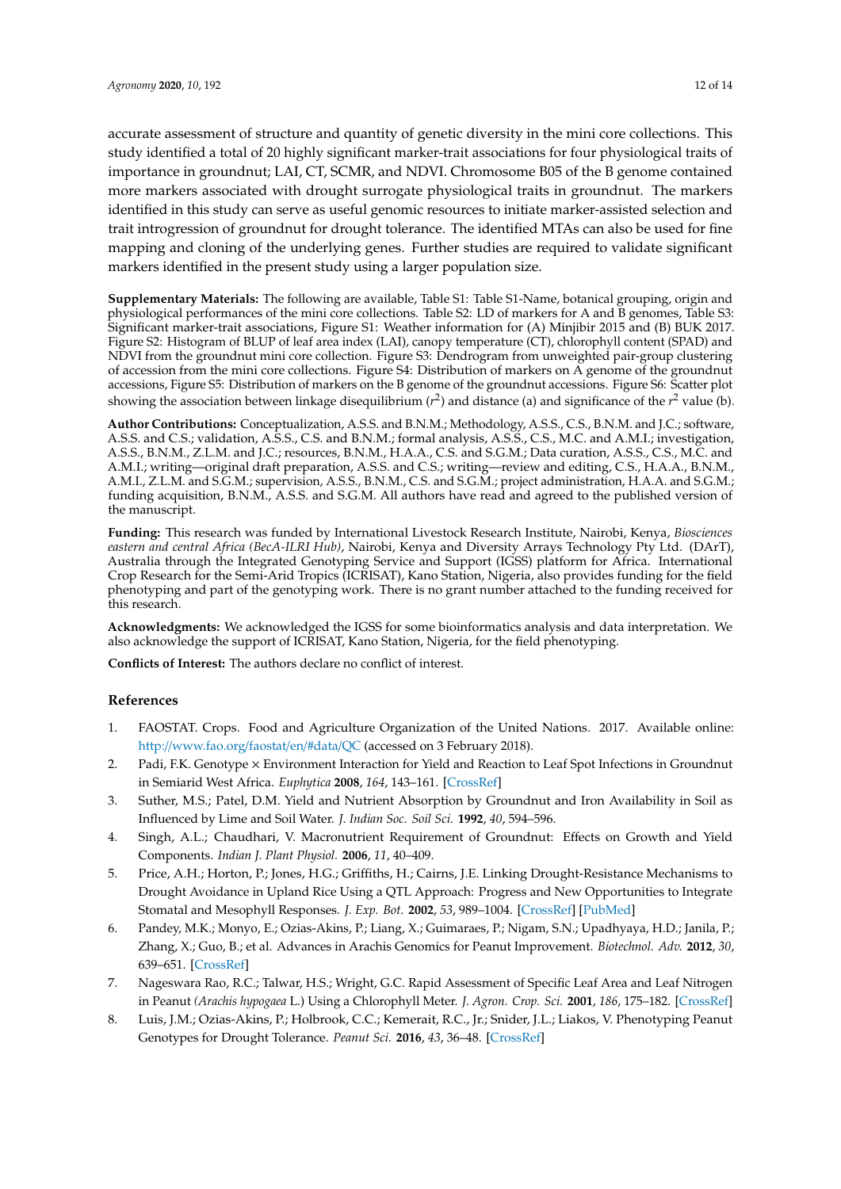accurate assessment of structure and quantity of genetic diversity in the mini core collections. This study identified a total of 20 highly significant marker-trait associations for four physiological traits of importance in groundnut; LAI, CT, SCMR, and NDVI. Chromosome B05 of the B genome contained more markers associated with drought surrogate physiological traits in groundnut. The markers identified in this study can serve as useful genomic resources to initiate marker-assisted selection and trait introgression of groundnut for drought tolerance. The identified MTAs can also be used for fine mapping and cloning of the underlying genes. Further studies are required to validate significant markers identified in the present study using a larger population size.

**Supplementary Materials:** The following are available, Table S1: Table S1-Name, botanical grouping, origin and physiological performances of the mini core collections. Table S2: LD of markers for A and B genomes, Table S3: Significant marker-trait associations, Figure S1: Weather information for (A) Minjibir 2015 and (B) BUK 2017. Figure S2: Histogram of BLUP of leaf area index (LAI), canopy temperature (CT), chlorophyll content (SPAD) and NDVI from the groundnut mini core collection. Figure S3: Dendrogram from unweighted pair-group clustering of accession from the mini core collections. Figure S4: Distribution of markers on A genome of the groundnut accessions, Figure S5: Distribution of markers on the B genome of the groundnut accessions. Figure S6: Scatter plot showing the association between linkage disequilibrium ($r^2$) and distance (a) and significance of the $r^2$ value (b).

**Author Contributions:** Conceptualization, A.S.S. and B.N.M.; Methodology, A.S.S., C.S., B.N.M. and J.C.; software, A.S.S. and C.S.; validation, A.S.S., C.S. and B.N.M.; formal analysis, A.S.S., C.S., M.C. and A.M.I.; investigation, A.S.S., B.N.M., Z.L.M. and J.C.; resources, B.N.M., H.A.A., C.S. and S.G.M.; Data curation, A.S.S., C.S., M.C. and A.M.I.; writing—original draft preparation, A.S.S. and C.S.; writing—review and editing, C.S., H.A.A., B.N.M., A.M.I., Z.L.M. and S.G.M.; supervision, A.S.S., B.N.M., C.S. and S.G.M.; project administration, H.A.A. and S.G.M.; funding acquisition, B.N.M., A.S.S. and S.G.M. All authors have read and agreed to the published version of the manuscript.

**Funding:** This research was funded by International Livestock Research Institute, Nairobi, Kenya, *Biosciences eastern and central Africa (BecA-ILRI Hub)*, Nairobi, Kenya and Diversity Arrays Technology Pty Ltd. (DArT), Australia through the Integrated Genotyping Service and Support (IGSS) platform for Africa. International Crop Research for the Semi-Arid Tropics (ICRISAT), Kano Station, Nigeria, also provides funding for the field phenotyping and part of the genotyping work. There is no grant number attached to the funding received for this research.

**Acknowledgments:** We acknowledged the IGSS for some bioinformatics analysis and data interpretation. We also acknowledge the support of ICRISAT, Kano Station, Nigeria, for the field phenotyping.

**Conflicts of Interest:** The authors declare no conflict of interest.

## References

1. FAOSTAT. Crops. Food and Agriculture Organization of the United Nations. 2017. Available online: http://www.fao.org/faostat/en/#data/QC (accessed on 3 February 2018).
2. Padi, F.K. Genotype × Environment Interaction for Yield and Reaction to Leaf Spot Infections in Groundnut in Semiarid West Africa. *Euphytica* **2008**, *164*, 143–161. [CrossRef]
3. Suther, M.S.; Patel, D.M. Yield and Nutrient Absorption by Groundnut and Iron Availability in Soil as Influenced by Lime and Soil Water. *J. Indian Soc. Soil Sci.* **1992**, *40*, 594–596.
4. Singh, A.L.; Chaudhari, V. Macronutrient Requirement of Groundnut: Effects on Growth and Yield Components. *Indian J. Plant Physiol.* **2006**, *11*, 40–409.
5. Price, A.H.; Horton, P.; Jones, H.G.; Griffiths, H.; Cairns, J.E. Linking Drought-Resistance Mechanisms to Drought Avoidance in Upland Rice Using a QTL Approach: Progress and New Opportunities to Integrate Stomatal and Mesophyll Responses. *J. Exp. Bot.* **2002**, *53*, 989–1004. [CrossRef] [PubMed]
6. Pandey, M.K.; Monyo, E.; Ozias-Akins, P.; Liang, X.; Guimaraes, P.; Nigam, S.N.; Upadhyaya, H.D.; Janila, P.; Zhang, X.; Guo, B.; et al. Advances in Arachis Genomics for Peanut Improvement. *Biotechnol. Adv.* **2012**, *30*, 639–651. [CrossRef]
7. Nageswara Rao, R.C.; Talwar, H.S.; Wright, G.C. Rapid Assessment of Specific Leaf Area and Leaf Nitrogen in Peanut *(Arachis hypogaea* L.) Using a Chlorophyll Meter. *J. Agron. Crop. Sci.* **2001**, *186*, 175–182. [CrossRef]
8. Luis, J.M.; Ozias-Akins, P.; Holbrook, C.C.; Kemerait, R.C., Jr.; Snider, J.L.; Liakos, V. Phenotyping Peanut Genotypes for Drought Tolerance. *Peanut Sci.* **2016**, *43*, 36–48. [CrossRef]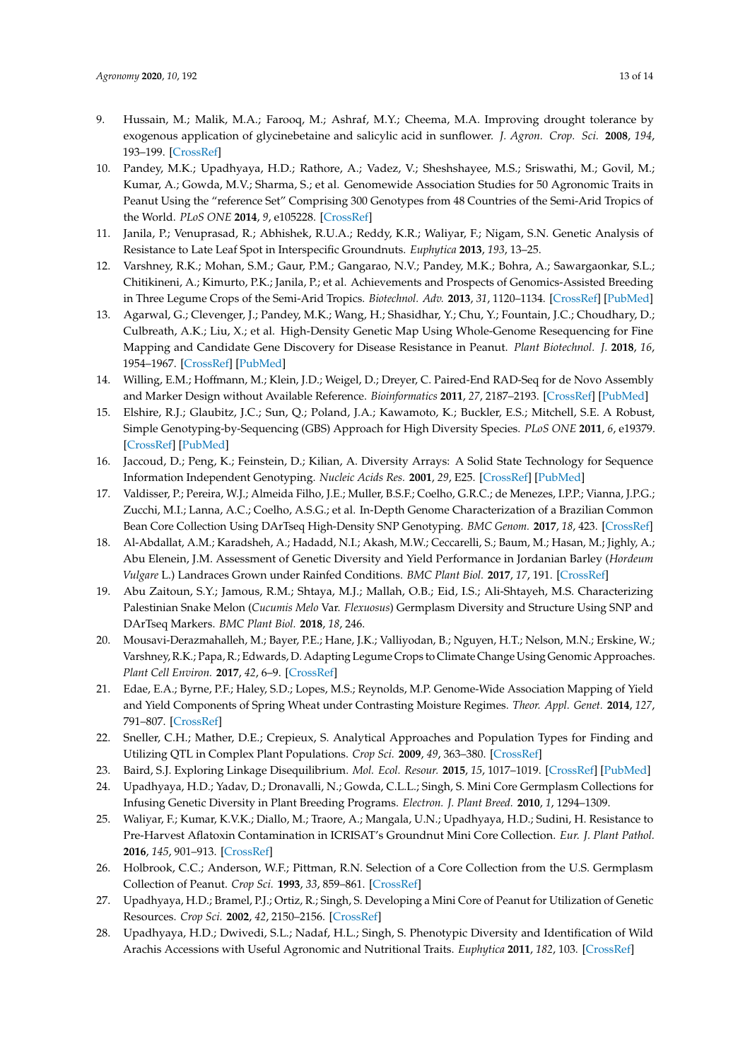9. Hussain, M.; Malik, M.A.; Farooq, M.; Ashraf, M.Y.; Cheema, M.A. Improving drought tolerance by exogenous application of glycinebetaine and salicylic acid in sunflower. *J. Agron. Crop. Sci.* **2008**, *194*, 193–199. [CrossRef]
10. Pandey, M.K.; Upadhyaya, H.D.; Rathore, A.; Vadez, V.; Sheshshayee, M.S.; Sriswathi, M.; Govil, M.; Kumar, A.; Gowda, M.V.; Sharma, S.; et al. Genomewide Association Studies for 50 Agronomic Traits in Peanut Using the "reference Set" Comprising 300 Genotypes from 48 Countries of the Semi-Arid Tropics of the World. *PLoS ONE* **2014**, *9*, e105228. [CrossRef]
11. Janila, P.; Venuprasad, R.; Abhishek, R.U.A.; Reddy, K.R.; Waliyar, F.; Nigam, S.N. Genetic Analysis of Resistance to Late Leaf Spot in Interspecific Groundnuts. *Euphytica* **2013**, *193*, 13–25.
12. Varshney, R.K.; Mohan, S.M.; Gaur, P.M.; Gangarao, N.V.; Pandey, M.K.; Bohra, A.; Sawargaonkar, S.L.; Chitikineni, A.; Kimurto, P.K.; Janila, P.; et al. Achievements and Prospects of Genomics-Assisted Breeding in Three Legume Crops of the Semi-Arid Tropics. *Biotechnol. Adv.* **2013**, *31*, 1120–1134. [CrossRef] [PubMed]
13. Agarwal, G.; Clevenger, J.; Pandey, M.K.; Wang, H.; Shasidhar, Y.; Chu, Y.; Fountain, J.C.; Choudhary, D.; Culbreath, A.K.; Liu, X.; et al. High-Density Genetic Map Using Whole-Genome Resequencing for Fine Mapping and Candidate Gene Discovery for Disease Resistance in Peanut. *Plant Biotechnol. J.* **2018**, *16*, 1954–1967. [CrossRef] [PubMed]
14. Willing, E.M.; Hoffmann, M.; Klein, J.D.; Weigel, D.; Dreyer, C. Paired-End RAD-Seq for de Novo Assembly and Marker Design without Available Reference. *Bioinformatics* **2011**, *27*, 2187–2193. [CrossRef] [PubMed]
15. Elshire, R.J.; Glaubitz, J.C.; Sun, Q.; Poland, J.A.; Kawamoto, K.; Buckler, E.S.; Mitchell, S.E. A Robust, Simple Genotyping-by-Sequencing (GBS) Approach for High Diversity Species. *PLoS ONE* **2011**, *6*, e19379. [CrossRef] [PubMed]
16. Jaccoud, D.; Peng, K.; Feinstein, D.; Kilian, A. Diversity Arrays: A Solid State Technology for Sequence Information Independent Genotyping. *Nucleic Acids Res.* **2001**, *29*, E25. [CrossRef] [PubMed]
17. Valdisser, P.; Pereira, W.J.; Almeida Filho, J.E.; Muller, B.S.F.; Coelho, G.R.C.; de Menezes, I.P.P.; Vianna, J.P.G.; Zucchi, M.I.; Lanna, A.C.; Coelho, A.S.G.; et al. In-Depth Genome Characterization of a Brazilian Common Bean Core Collection Using DArTseq High-Density SNP Genotyping. *BMC Genom.* **2017**, *18*, 423. [CrossRef]
18. Al-Abdallat, A.M.; Karadsheh, A.; Hadadd, N.I.; Akash, M.W.; Ceccarelli, S.; Baum, M.; Hasan, M.; Jighly, A.; Abu Elenein, J.M. Assessment of Genetic Diversity and Yield Performance in Jordanian Barley (*Hordeum Vulgare* L.) Landraces Grown under Rainfed Conditions. *BMC Plant Biol.* **2017**, *17*, 191. [CrossRef]
19. Abu Zaitoun, S.Y.; Jamous, R.M.; Shtaya, M.J.; Mallah, O.B.; Eid, I.S.; Ali-Shtayeh, M.S. Characterizing Palestinian Snake Melon (*Cucumis Melo* Var. *Flexuosus*) Germplasm Diversity and Structure Using SNP and DArTseq Markers. *BMC Plant Biol.* **2018**, *18*, 246.
20. Mousavi-Derazmahalleh, M.; Bayer, P.E.; Hane, J.K.; Valliyodan, B.; Nguyen, H.T.; Nelson, M.N.; Erskine, W.; Varshney, R.K.; Papa, R.; Edwards, D. Adapting Legume Crops to Climate Change Using Genomic Approaches. *Plant Cell Environ.* **2017**, *42*, 6–9. [CrossRef]
21. Edae, E.A.; Byrne, P.F.; Haley, S.D.; Lopes, M.S.; Reynolds, M.P. Genome-Wide Association Mapping of Yield and Yield Components of Spring Wheat under Contrasting Moisture Regimes. *Theor. Appl. Genet.* **2014**, *127*, 791–807. [CrossRef]
22. Sneller, C.H.; Mather, D.E.; Crepieux, S. Analytical Approaches and Population Types for Finding and Utilizing QTL in Complex Plant Populations. *Crop Sci.* **2009**, *49*, 363–380. [CrossRef]
23. Baird, S.J. Exploring Linkage Disequilibrium. *Mol. Ecol. Resour.* **2015**, *15*, 1017–1019. [CrossRef] [PubMed]
24. Upadhyaya, H.D.; Yadav, D.; Dronavalli, N.; Gowda, C.L.L.; Singh, S. Mini Core Germplasm Collections for Infusing Genetic Diversity in Plant Breeding Programs. *Electron. J. Plant Breed.* **2010**, *1*, 1294–1309.
25. Waliyar, F.; Kumar, K.V.K.; Diallo, M.; Traore, A.; Mangala, U.N.; Upadhyaya, H.D.; Sudini, H. Resistance to Pre-Harvest Aflatoxin Contamination in ICRISAT's Groundnut Mini Core Collection. *Eur. J. Plant Pathol.* **2016**, *145*, 901–913. [CrossRef]
26. Holbrook, C.C.; Anderson, W.F.; Pittman, R.N. Selection of a Core Collection from the U.S. Germplasm Collection of Peanut. *Crop Sci.* **1993**, *33*, 859–861. [CrossRef]
27. Upadhyaya, H.D.; Bramel, P.J.; Ortiz, R.; Singh, S. Developing a Mini Core of Peanut for Utilization of Genetic Resources. *Crop Sci.* **2002**, *42*, 2150–2156. [CrossRef]
28. Upadhyaya, H.D.; Dwivedi, S.L.; Nadaf, H.L.; Singh, S. Phenotypic Diversity and Identification of Wild Arachis Accessions with Useful Agronomic and Nutritional Traits. *Euphytica* **2011**, *182*, 103. [CrossRef]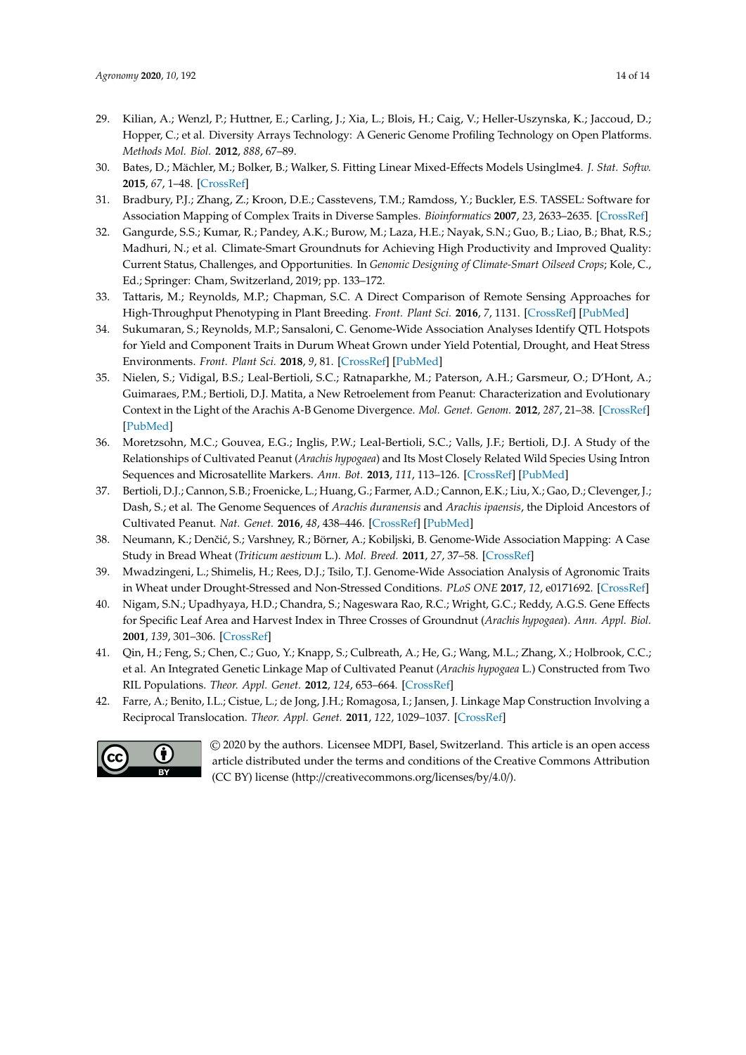29. Kilian, A.; Wenzl, P.; Huttner, E.; Carling, J.; Xia, L.; Blois, H.; Caig, V.; Heller-Uszynska, K.; Jaccoud, D.; Hopper, C.; et al. Diversity Arrays Technology: A Generic Genome Profiling Technology on Open Platforms. *Methods Mol. Biol.* **2012**, *888*, 67–89.
30. Bates, D.; Mächler, M.; Bolker, B.; Walker, S. Fitting Linear Mixed-Effects Models Usinglme4. *J. Stat. Softw.* **2015**, *67*, 1–48. [CrossRef]
31. Bradbury, P.J.; Zhang, Z.; Kroon, D.E.; Casstevens, T.M.; Ramdoss, Y.; Buckler, E.S. TASSEL: Software for Association Mapping of Complex Traits in Diverse Samples. *Bioinformatics* **2007**, *23*, 2633–2635. [CrossRef]
32. Gangurde, S.S.; Kumar, R.; Pandey, A.K.; Burow, M.; Laza, H.E.; Nayak, S.N.; Guo, B.; Liao, B.; Bhat, R.S.; Madhuri, N.; et al. Climate-Smart Groundnuts for Achieving High Productivity and Improved Quality: Current Status, Challenges, and Opportunities. In *Genomic Designing of Climate-Smart Oilseed Crops*; Kole, C., Ed.; Springer: Cham, Switzerland, 2019; pp. 133–172.
33. Tattaris, M.; Reynolds, M.P.; Chapman, S.C. A Direct Comparison of Remote Sensing Approaches for High-Throughput Phenotyping in Plant Breeding. *Front. Plant Sci.* **2016**, *7*, 1131. [CrossRef] [PubMed]
34. Sukumaran, S.; Reynolds, M.P.; Sansaloni, C. Genome-Wide Association Analyses Identify QTL Hotspots for Yield and Component Traits in Durum Wheat Grown under Yield Potential, Drought, and Heat Stress Environments. *Front. Plant Sci.* **2018**, *9*, 81. [CrossRef] [PubMed]
35. Nielen, S.; Vidigal, B.S.; Leal-Bertioli, S.C.; Ratnaparkhe, M.; Paterson, A.H.; Garsmeur, O.; D'Hont, A.; Guimaraes, P.M.; Bertioli, D.J. Matita, a New Retroelement from Peanut: Characterization and Evolutionary Context in the Light of the Arachis A-B Genome Divergence. *Mol. Genet. Genom.* **2012**, *287*, 21–38. [CrossRef] [PubMed]
36. Moretzsohn, M.C.; Gouvea, E.G.; Inglis, P.W.; Leal-Bertioli, S.C.; Valls, J.F.; Bertioli, D.J. A Study of the Relationships of Cultivated Peanut (*Arachis hypogaea*) and Its Most Closely Related Wild Species Using Intron Sequences and Microsatellite Markers. *Ann. Bot.* **2013**, *111*, 113–126. [CrossRef] [PubMed]
37. Bertioli, D.J.; Cannon, S.B.; Froenicke, L.; Huang, G.; Farmer, A.D.; Cannon, E.K.; Liu, X.; Gao, D.; Clevenger, J.; Dash, S.; et al. The Genome Sequences of *Arachis duranensis* and *Arachis ipaensis*, the Diploid Ancestors of Cultivated Peanut. *Nat. Genet.* **2016**, *48*, 438–446. [CrossRef] [PubMed]
38. Neumann, K.; Denčić, S.; Varshney, R.; Börner, A.; Kobiljski, B. Genome-Wide Association Mapping: A Case Study in Bread Wheat (*Triticum aestivum* L.). *Mol. Breed.* **2011**, *27*, 37–58. [CrossRef]
39. Mwadzingeni, L.; Shimelis, H.; Rees, D.J.; Tsilo, T.J. Genome-Wide Association Analysis of Agronomic Traits in Wheat under Drought-Stressed and Non-Stressed Conditions. *PLoS ONE* **2017**, *12*, e0171692. [CrossRef]
40. Nigam, S.N.; Upadhyaya, H.D.; Chandra, S.; Nageswara Rao, R.C.; Wright, G.C.; Reddy, A.G.S. Gene Effects for Specific Leaf Area and Harvest Index in Three Crosses of Groundnut (*Arachis hypogaea*). *Ann. Appl. Biol.* **2001**, *139*, 301–306. [CrossRef]
41. Qin, H.; Feng, S.; Chen, C.; Guo, Y.; Knapp, S.; Culbreath, A.; He, G.; Wang, M.L.; Zhang, X.; Holbrook, C.C.; et al. An Integrated Genetic Linkage Map of Cultivated Peanut (*Arachis hypogaea* L.) Constructed from Two RIL Populations. *Theor. Appl. Genet.* **2012**, *124*, 653–664. [CrossRef]
42. Farre, A.; Benito, I.L.; Cistue, L.; de Jong, J.H.; Romagosa, I.; Jansen, J. Linkage Map Construction Involving a Reciprocal Translocation. *Theor. Appl. Genet.* **2011**, *122*, 1029–1037. [CrossRef]

© 2020 by the authors. Licensee MDPI, Basel, Switzerland. This article is an open access article distributed under the terms and conditions of the Creative Commons Attribution (CC BY) license (http://creativecommons.org/licenses/by/4.0/).